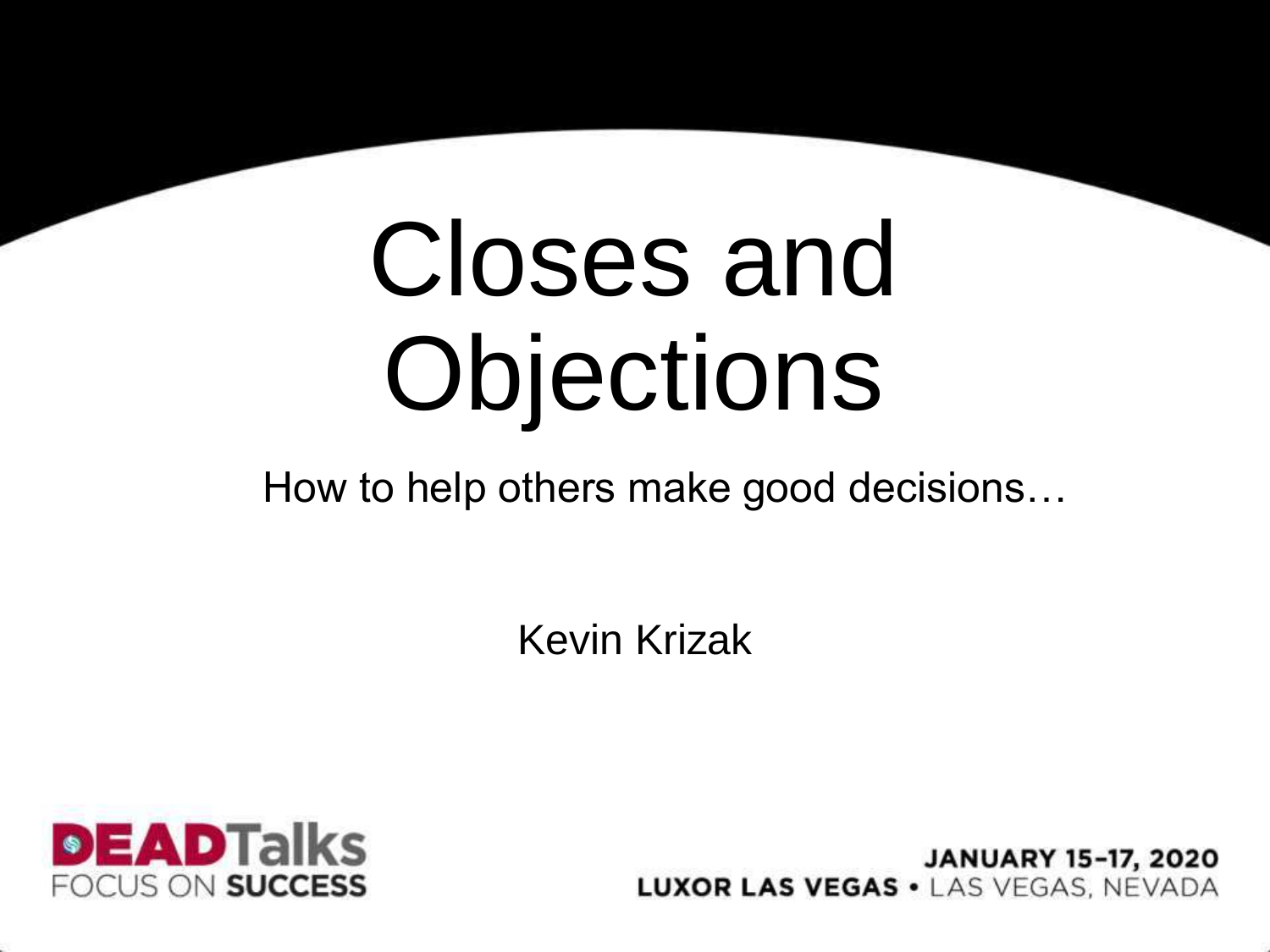# Closes and Objections

How to help others make good decisions…

Kevin Krizak

DEADTalks
FOCUS ON SUCCESS

JANUARY 15-17, 2020
LUXOR LAS VEGAS • LAS VEGAS, NEVADA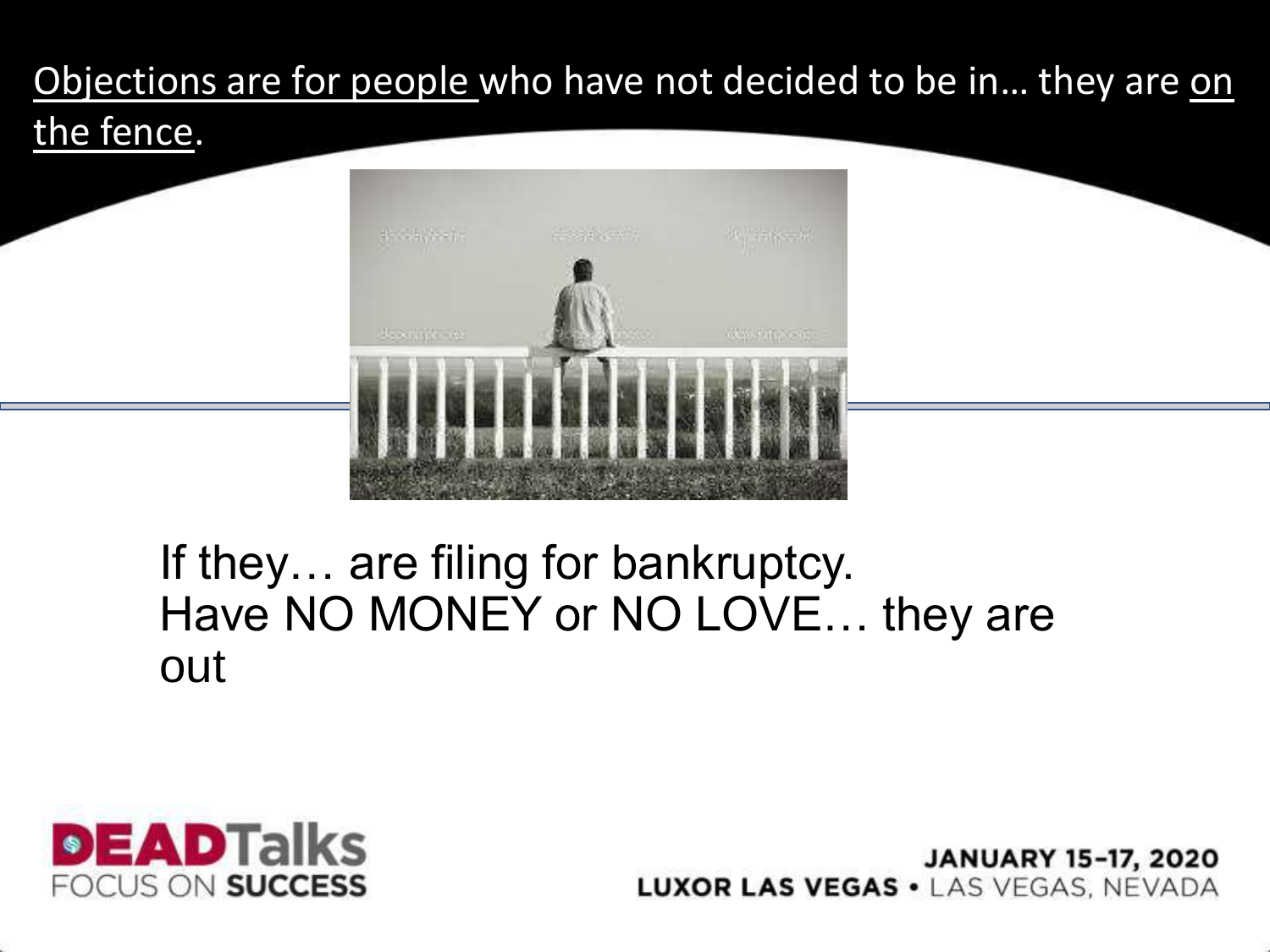Objections are for people who have not decided to be in… they are on the fence.

If they… are filing for bankruptcy.
Have NO MONEY or NO LOVE… they are out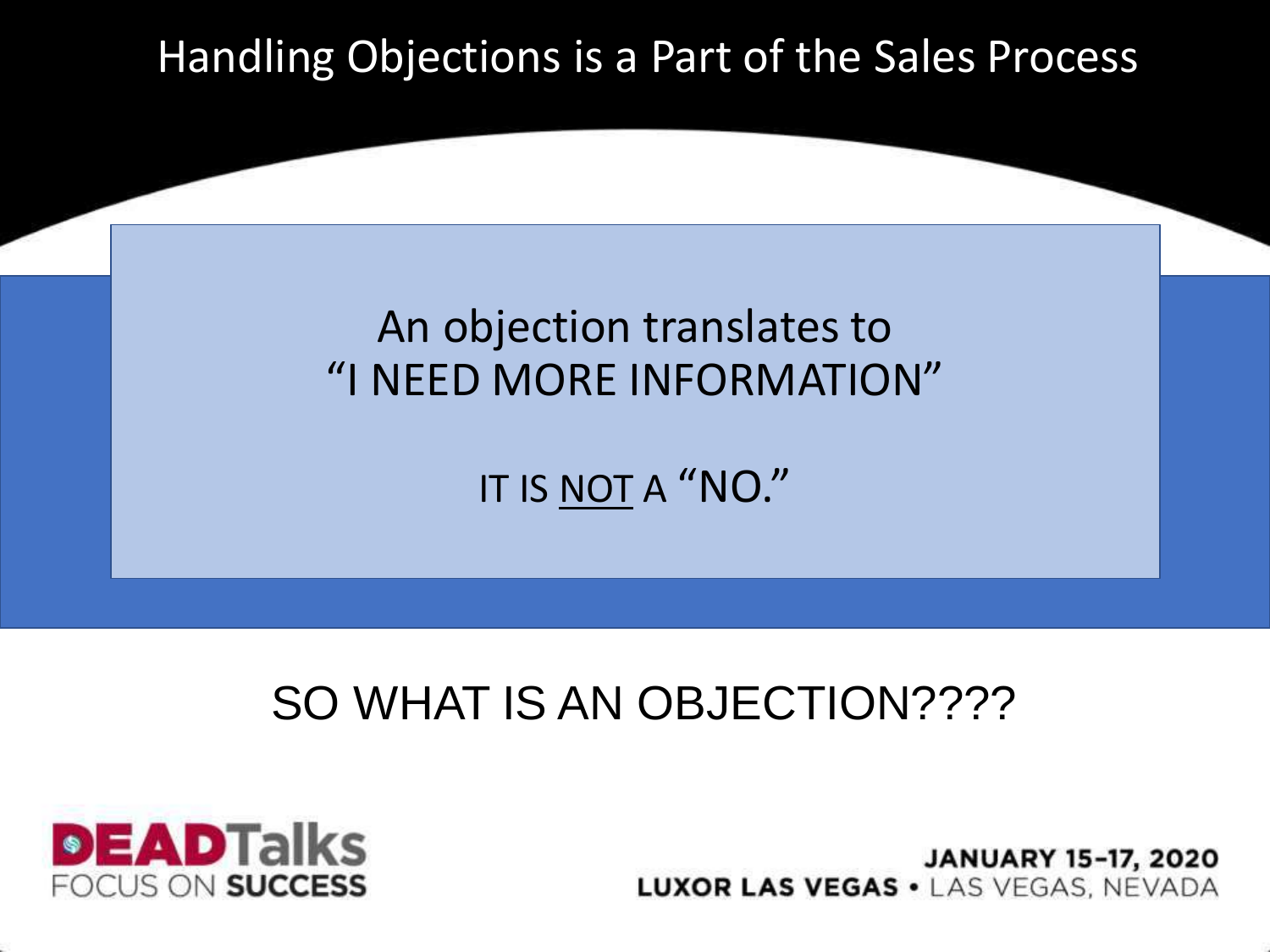# Handling Objections is a Part of the Sales Process

An objection translates to
"I NEED MORE INFORMATION"

IT IS NOT A "NO."

SO WHAT IS AN OBJECTION????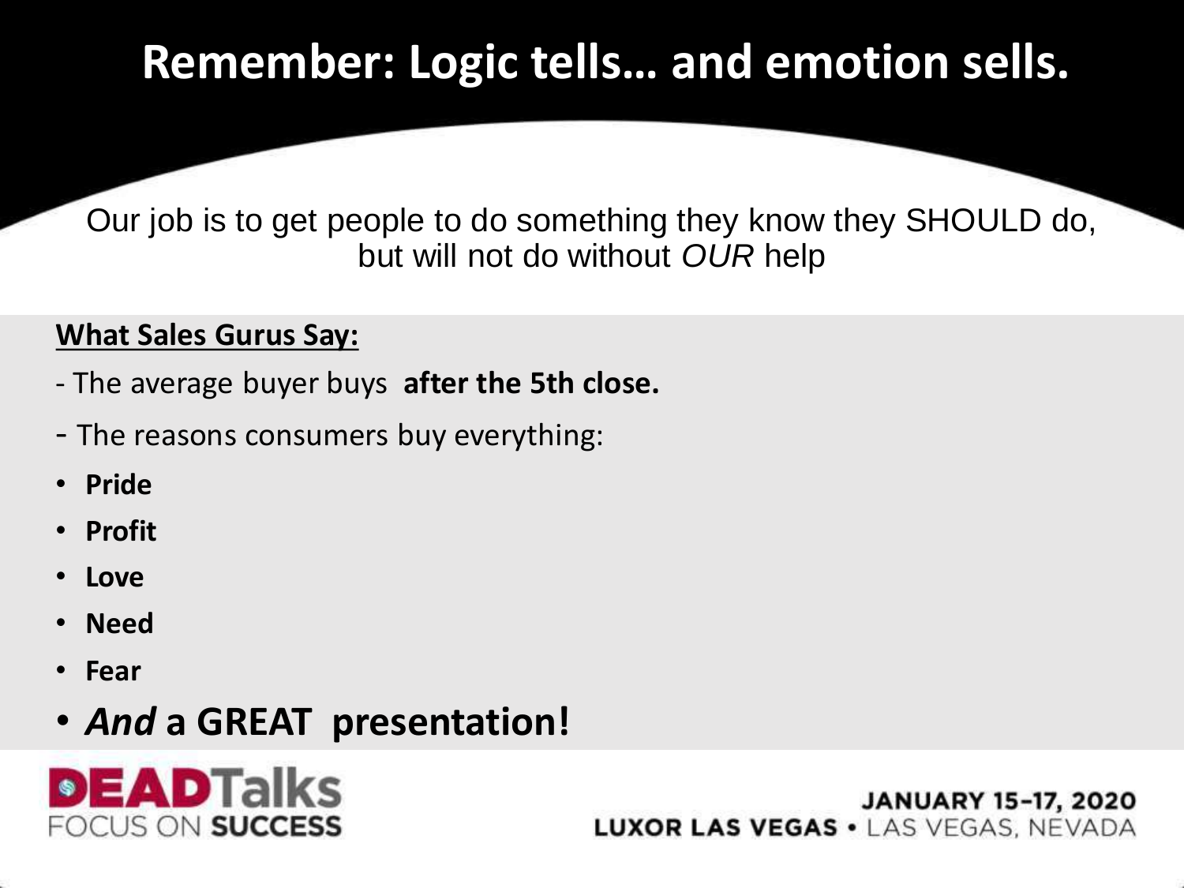# Remember: Logic tells… and emotion sells.

Our job is to get people to do something they know they SHOULD do, but will not do without *OUR* help

**What Sales Gurus Say:**

- The average buyer buys **after the 5th close.**
- The reasons consumers buy everything:

- **Pride**
- **Profit**
- **Love**
- **Need**
- **Fear**
- ***And* a GREAT presentation!**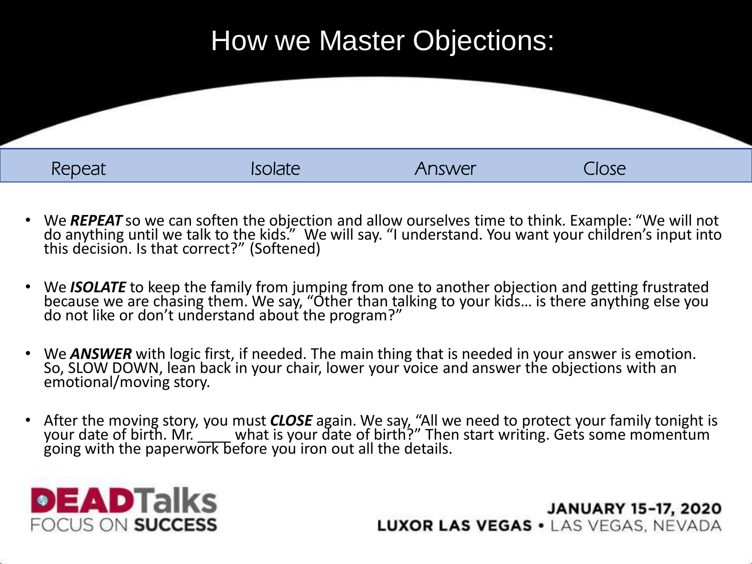# How we Master Objections:

Repeat Isolate Answer Close

- We ***REPEAT*** so we can soften the objection and allow ourselves time to think. Example: "We will not do anything until we talk to the kids." We will say. "I understand. You want your children's input into this decision. Is that correct?" (Softened)
- We ***ISOLATE*** to keep the family from jumping from one to another objection and getting frustrated because we are chasing them. We say, "Other than talking to your kids… is there anything else you do not like or don't understand about the program?"
- We ***ANSWER*** with logic first, if needed. The main thing that is needed in your answer is emotion. So, SLOW DOWN, lean back in your chair, lower your voice and answer the objections with an emotional/moving story.
- After the moving story, you must ***CLOSE*** again. We say, "All we need to protect your family tonight is your date of birth. Mr. ____ what is your date of birth?" Then start writing. Gets some momentum going with the paperwork before you iron out all the details.

DEADTalks FOCUS ON SUCCESS

JANUARY 15-17, 2020
LUXOR LAS VEGAS • LAS VEGAS, NEVADA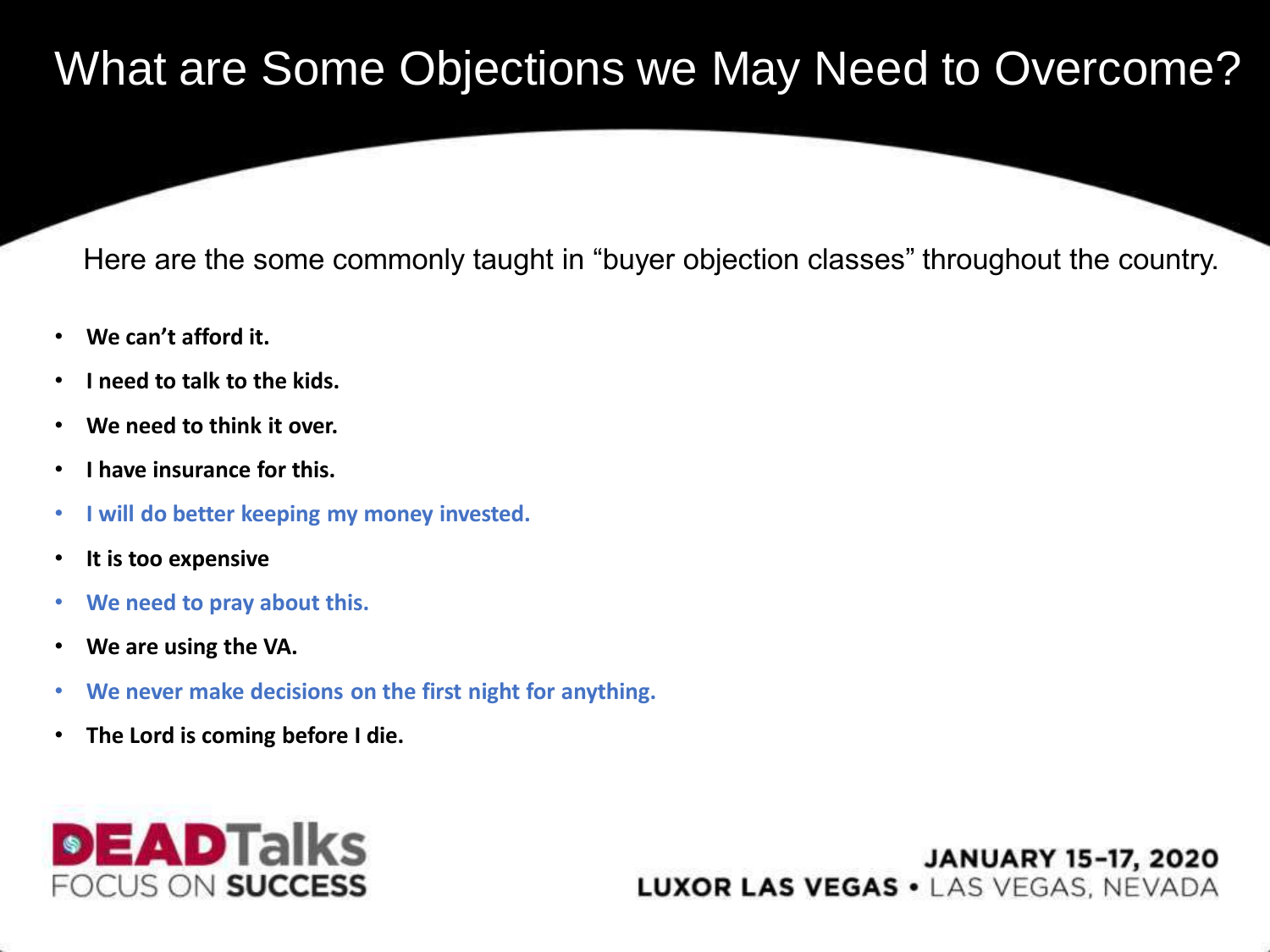# What are Some Objections we May Need to Overcome?

Here are the some commonly taught in "buyer objection classes" throughout the country.

- **We can't afford it.**
- **I need to talk to the kids.**
- **We need to think it over.**
- **I have insurance for this.**
- **I will do better keeping my money invested.**
- **It is too expensive**
- **We need to pray about this.**
- **We are using the VA.**
- **We never make decisions on the first night for anything.**
- **The Lord is coming before I die.**

DEADTalks FOCUS ON SUCCESS

JANUARY 15-17, 2020
LUXOR LAS VEGAS • LAS VEGAS, NEVADA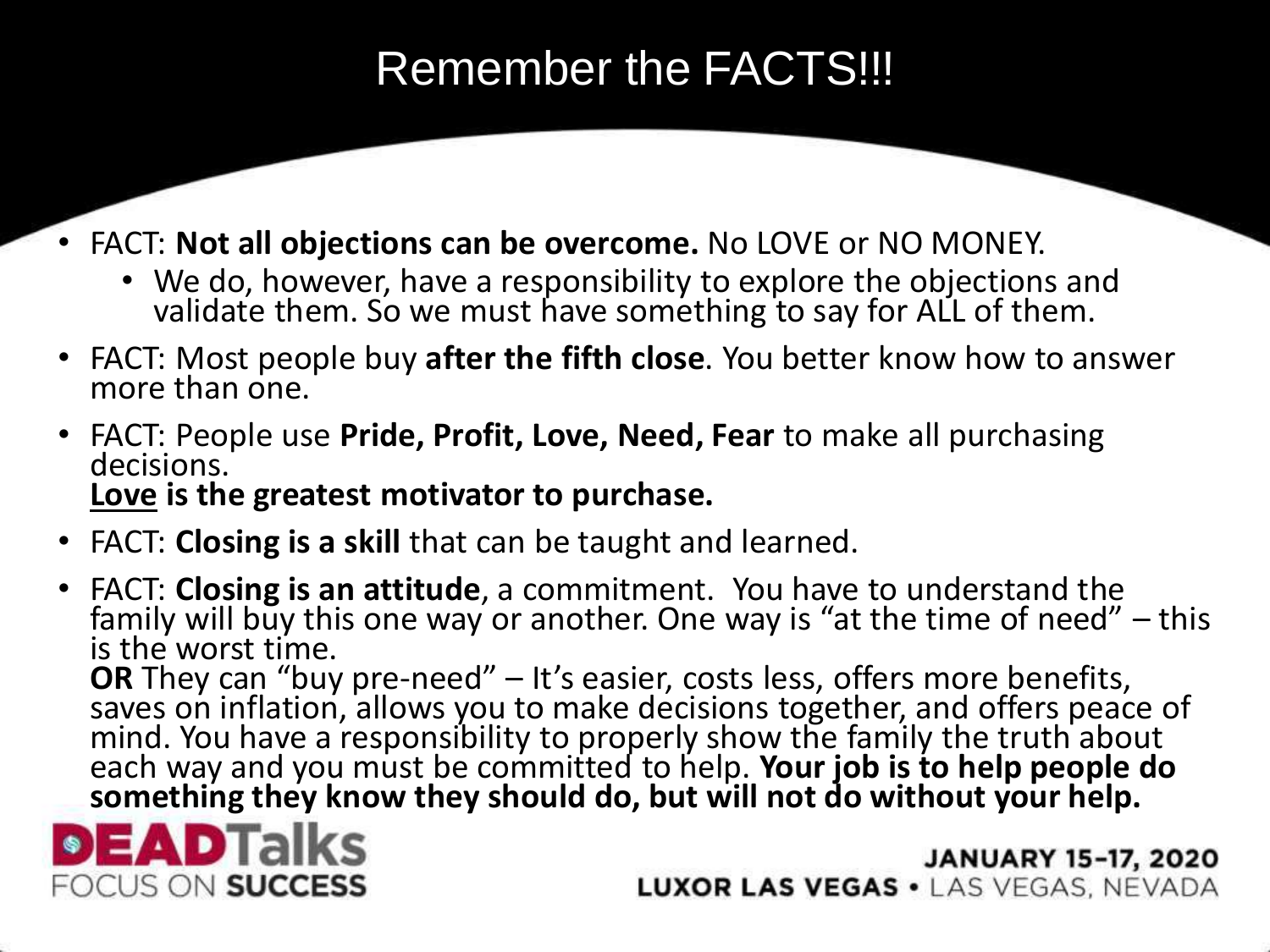# Remember the FACTS!!!

- FACT: **Not all objections can be overcome.** No LOVE or NO MONEY.
  - We do, however, have a responsibility to explore the objections and validate them. So we must have something to say for ALL of them.
- FACT: Most people buy **after the fifth close**. You better know how to answer more than one.
- FACT: People use **Pride, Profit, Love, Need, Fear** to make all purchasing decisions.
  **<u>Love</u> is the greatest motivator to purchase.**
- FACT: **Closing is a skill** that can be taught and learned.
- FACT: **Closing is an attitude**, a commitment. You have to understand the family will buy this one way or another. One way is "at the time of need" – this is the worst time.
  **OR** They can "buy pre-need" – It's easier, costs less, offers more benefits, saves on inflation, allows you to make decisions together, and offers peace of mind. You have a responsibility to properly show the family the truth about each way and you must be committed to help. **Your job is to help people do something they know they should do, but will not do without your help.**

DEADTalks FOCUS ON SUCCESS

JANUARY 15-17, 2020
LUXOR LAS VEGAS • LAS VEGAS, NEVADA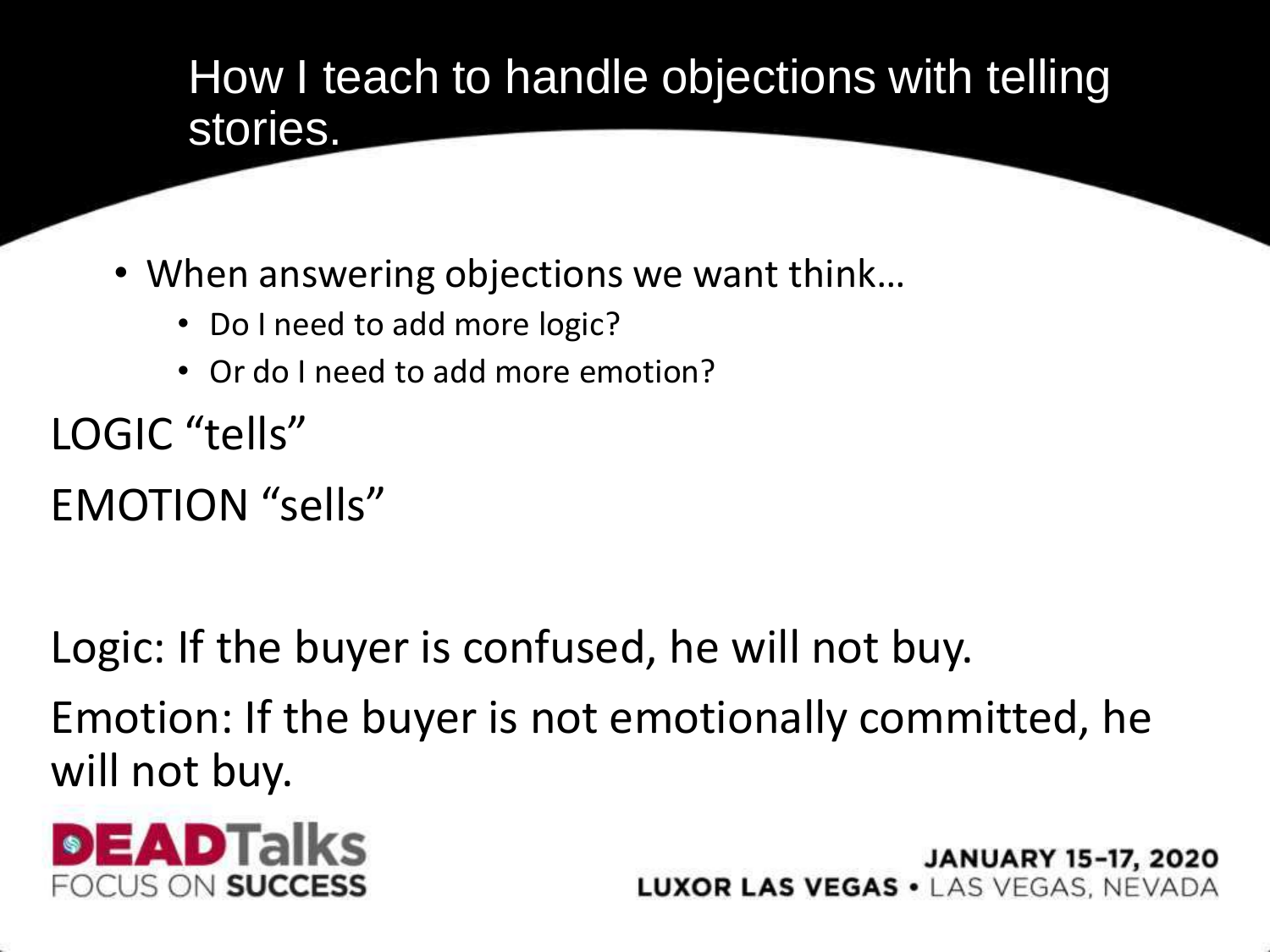# How I teach to handle objections with telling stories.

- When answering objections we want think…
  - Do I need to add more logic?
  - Or do I need to add more emotion?

LOGIC “tells”

EMOTION “sells”

Logic: If the buyer is confused, he will not buy.

Emotion: If the buyer is not emotionally committed, he will not buy.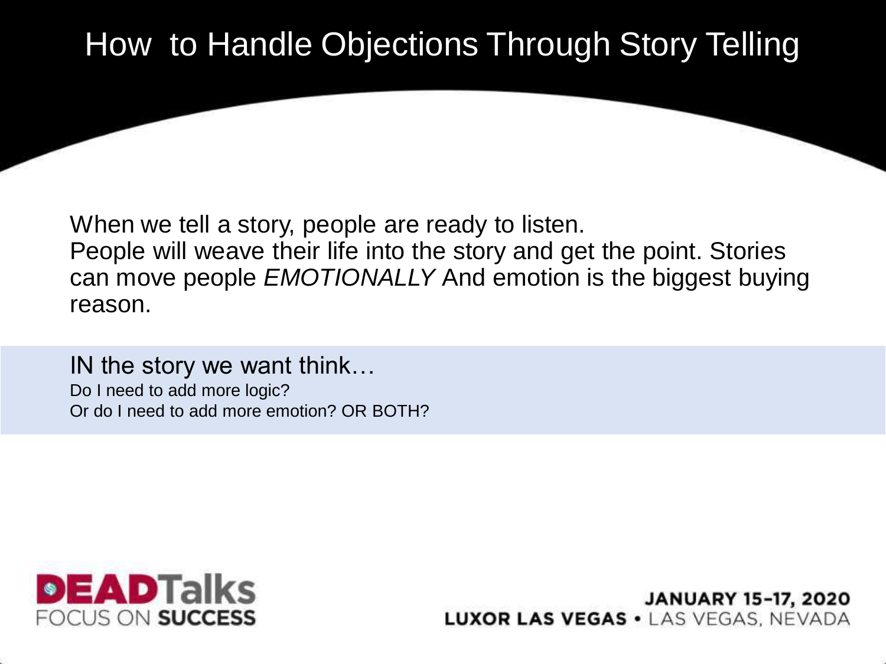# How to Handle Objections Through Story Telling

When we tell a story, people are ready to listen.
People will weave their life into the story and get the point. Stories can move people *EMOTIONALLY* And emotion is the biggest buying reason.

IN the story we want think…

Do I need to add more logic?
Or do I need to add more emotion? OR BOTH?

DEADTalks FOCUS ON SUCCESS

JANUARY 15-17, 2020
LUXOR LAS VEGAS • LAS VEGAS, NEVADA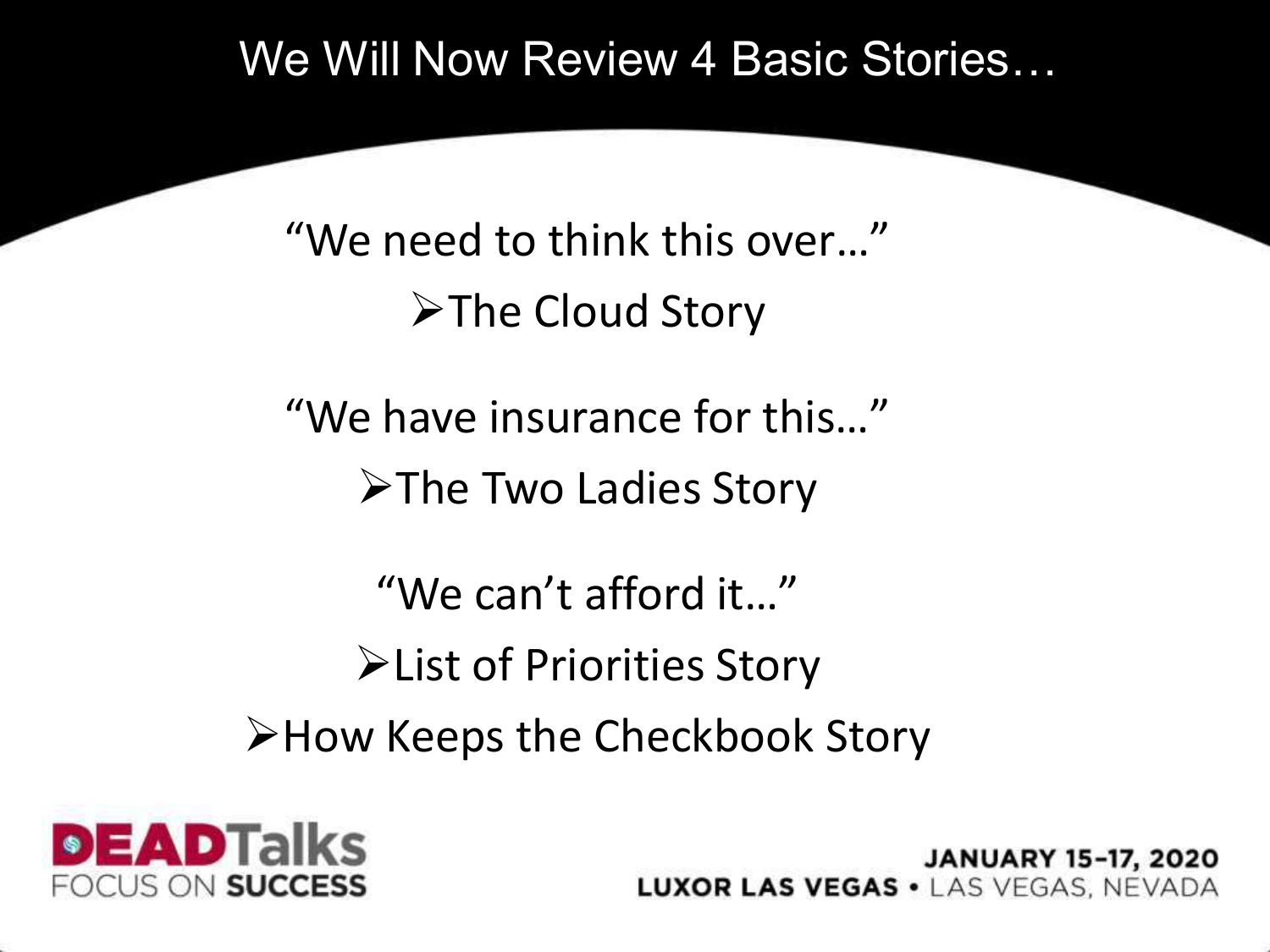# We Will Now Review 4 Basic Stories…

"We need to think this over…"

- The Cloud Story

"We have insurance for this…"

- The Two Ladies Story

"We can't afford it…"

- List of Priorities Story
- How Keeps the Checkbook Story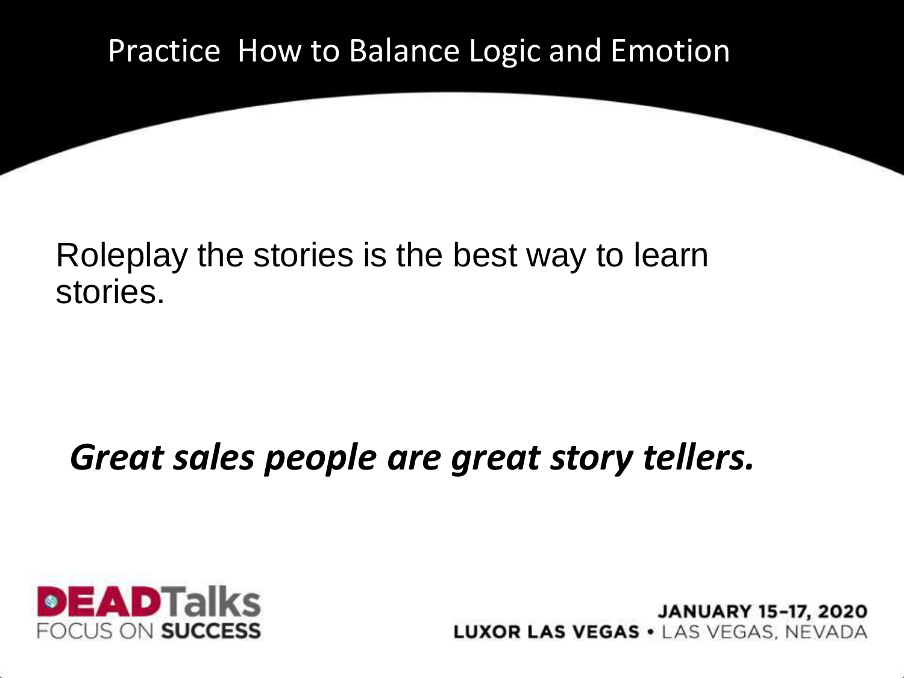# Practice How to Balance Logic and Emotion

Roleplay the stories is the best way to learn stories.

***Great sales people are great story tellers.***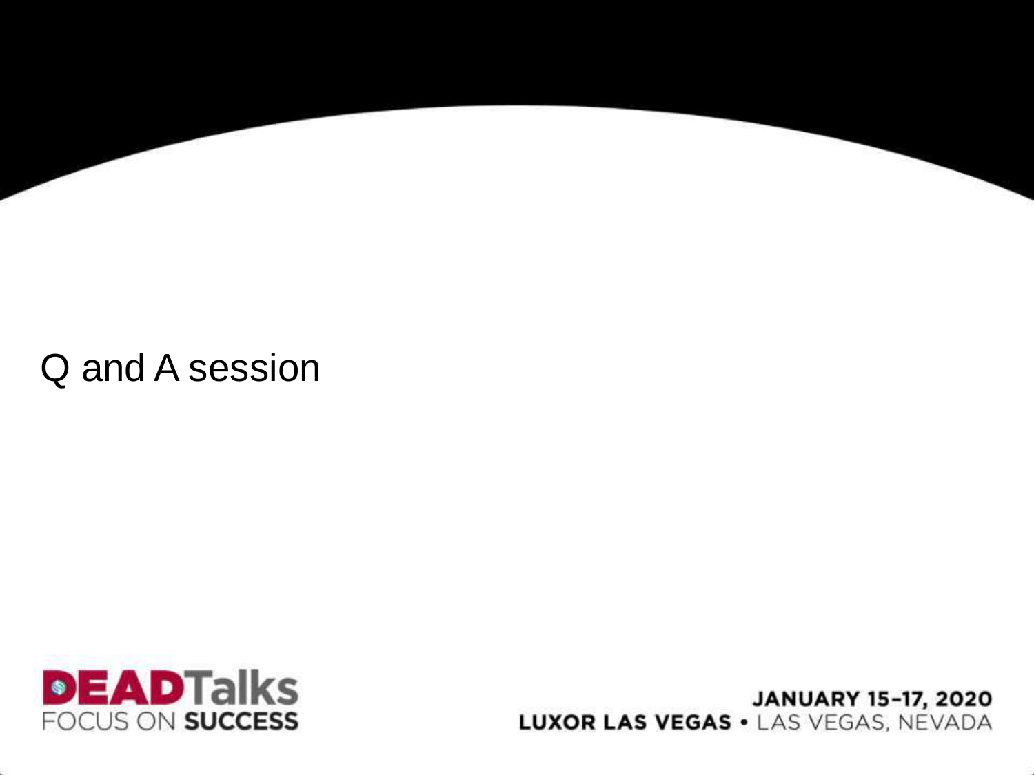Q and A session